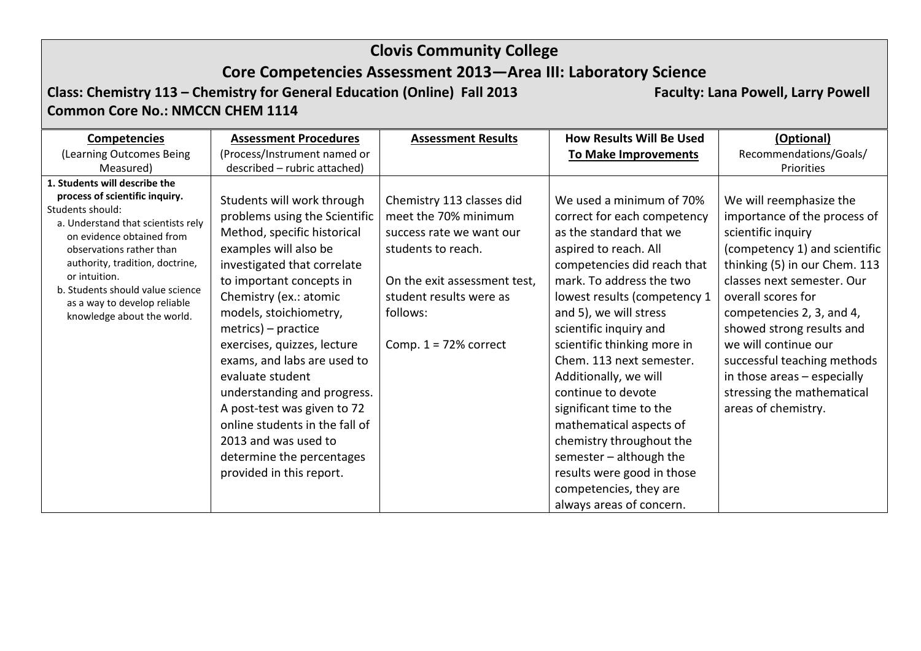# Clovis Community College

## Core Competencies Assessment 2013—Area III: Laboratory Science

**Class: Chemistry 113 – Chemistry for General Education (Online) Fall 2013** **Faculty: Lana Powell, Larry Powell**

**Common Core No.: NMCCN CHEM 1114**

| **Competencies** (Learning Outcomes Being Measured) | **Assessment Procedures** (Process/Instrument named or described – rubric attached) | **Assessment Results** | **How Results Will Be Used To Make Improvements** | **(Optional)** Recommendations/Goals/ Priorities |
|---|---|---|---|---|
| **1. Students will describe the process of scientific inquiry.** Students should: a. Understand that scientists rely on evidence obtained from observations rather than authority, tradition, doctrine, or intuition. b. Students should value science as a way to develop reliable knowledge about the world. | Students will work through problems using the Scientific Method, specific historical examples will also be investigated that correlate to important concepts in Chemistry (ex.: atomic models, stoichiometry, metrics) – practice exercises, quizzes, lecture exams, and labs are used to evaluate student understanding and progress. A post-test was given to 72 online students in the fall of 2013 and was used to determine the percentages provided in this report. | Chemistry 113 classes did meet the 70% minimum success rate we want our students to reach. On the exit assessment test, student results were as follows: Comp. 1 = 72% correct | We used a minimum of 70% correct for each competency as the standard that we aspired to reach. All competencies did reach that mark. To address the two lowest results (competency 1 and 5), we will stress scientific inquiry and scientific thinking more in Chem. 113 next semester. Additionally, we will continue to devote significant time to the mathematical aspects of chemistry throughout the semester – although the results were good in those competencies, they are always areas of concern. | We will reemphasize the importance of the process of scientific inquiry (competency 1) and scientific thinking (5) in our Chem. 113 classes next semester. Our overall scores for competencies 2, 3, and 4, showed strong results and we will continue our successful teaching methods in those areas – especially stressing the mathematical areas of chemistry. |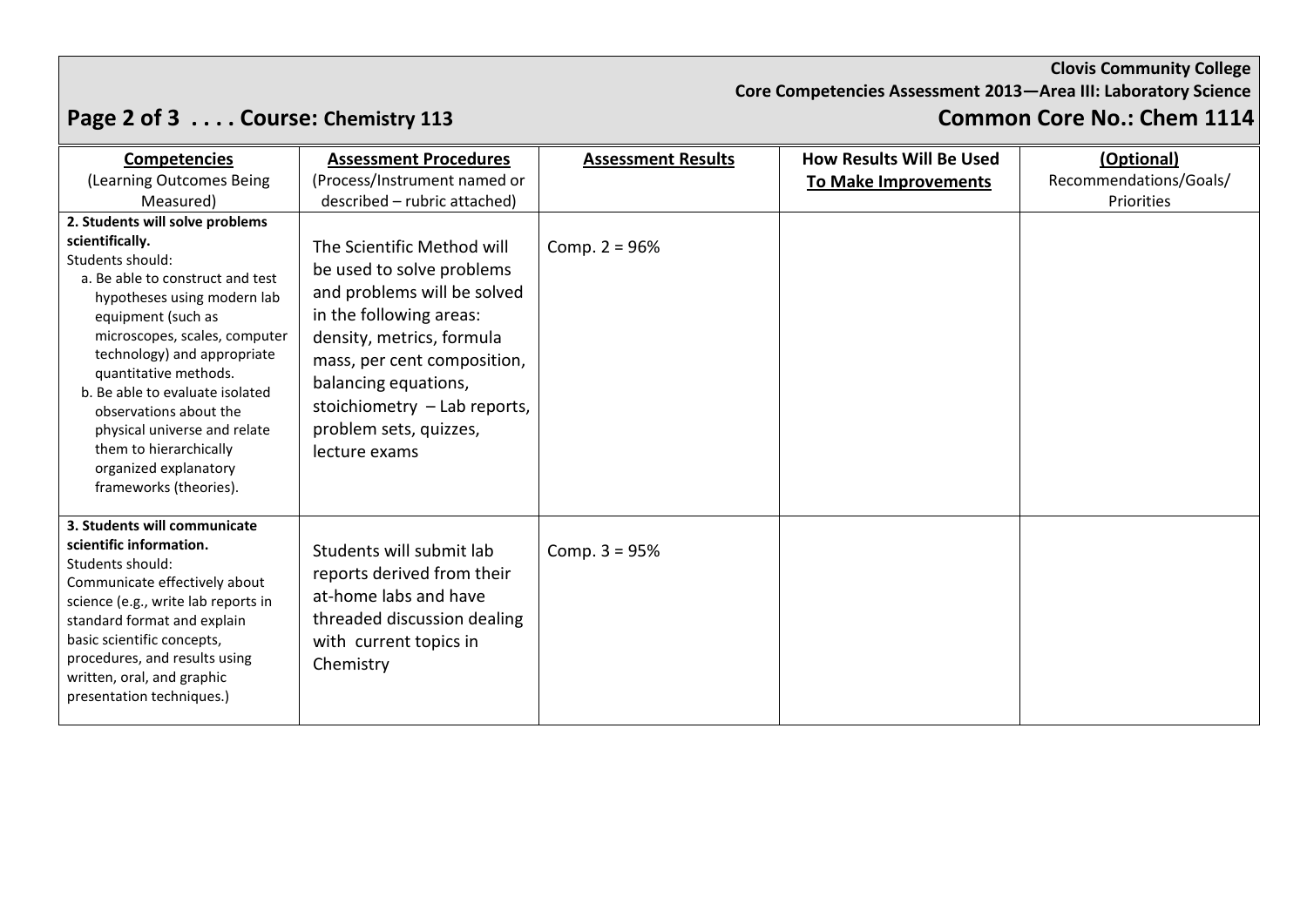**Clovis Community College**
**Core Competencies Assessment 2013—Area III: Laboratory Science**

## Course: Chemistry 113 — Common Core No.: Chem 1114

| **Competencies** (Learning Outcomes Being Measured) | **Assessment Procedures** (Process/Instrument named or described – rubric attached) | **Assessment Results** | **How Results Will Be Used To Make Improvements** | **(Optional)** Recommendations/Goals/ Priorities |
|---|---|---|---|---|
| **2. Students will solve problems scientifically.** Students should: a. Be able to construct and test hypotheses using modern lab equipment (such as microscopes, scales, computer technology) and appropriate quantitative methods. b. Be able to evaluate isolated observations about the physical universe and relate them to hierarchically organized explanatory frameworks (theories). | The Scientific Method will be used to solve problems and problems will be solved in the following areas: density, metrics, formula mass, per cent composition, balancing equations, stoichiometry – Lab reports, problem sets, quizzes, lecture exams | Comp. 2 = 96% | | |
| **3. Students will communicate scientific information.** Students should: Communicate effectively about science (e.g., write lab reports in standard format and explain basic scientific concepts, procedures, and results using written, oral, and graphic presentation techniques.) | Students will submit lab reports derived from their at-home labs and have threaded discussion dealing with current topics in Chemistry | Comp. 3 = 95% | | |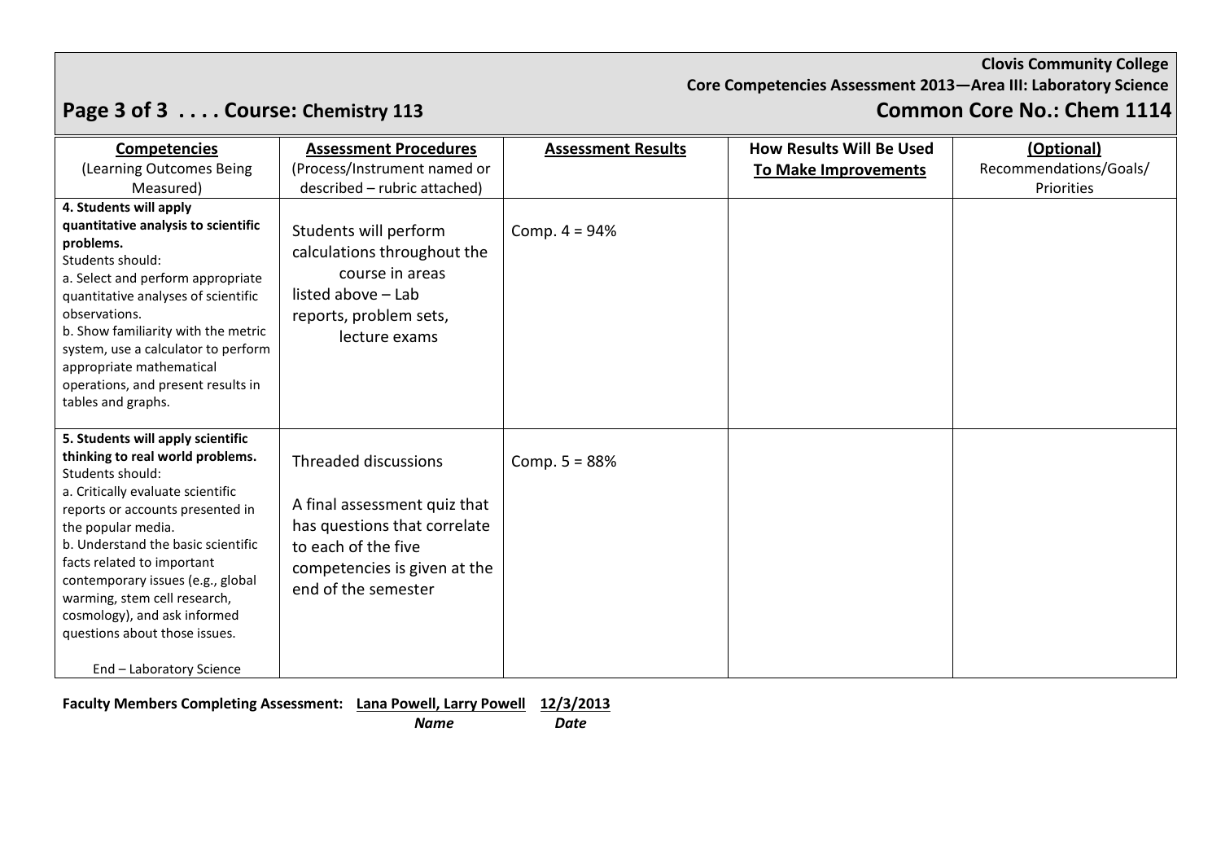**Clovis Community College**
**Core Competencies Assessment 2013—Area III: Laboratory Science**

**Course: Chemistry 113**

**Common Core No.: Chem 1114**

| **Competencies** (Learning Outcomes Being Measured) | **Assessment Procedures** (Process/Instrument named or described – rubric attached) | **Assessment Results** | **How Results Will Be Used To Make Improvements** | **(Optional)** Recommendations/Goals/ Priorities |
|---|---|---|---|---|
| **4. Students will apply quantitative analysis to scientific problems.** Students should: a. Select and perform appropriate quantitative analyses of scientific observations. b. Show familiarity with the metric system, use a calculator to perform appropriate mathematical operations, and present results in tables and graphs. | Students will perform calculations throughout the course in areas listed above – Lab reports, problem sets, lecture exams | Comp. 4 = 94% | | |
| **5. Students will apply scientific thinking to real world problems.** Students should: a. Critically evaluate scientific reports or accounts presented in the popular media. b. Understand the basic scientific facts related to important contemporary issues (e.g., global warming, stem cell research, cosmology), and ask informed questions about those issues. End – Laboratory Science | Threaded discussions A final assessment quiz that has questions that correlate to each of the five competencies is given at the end of the semester | Comp. 5 = 88% | | |

**Faculty Members Completing Assessment:** **Lana Powell, Larry Powell** **12/3/2013**
*Name* *Date*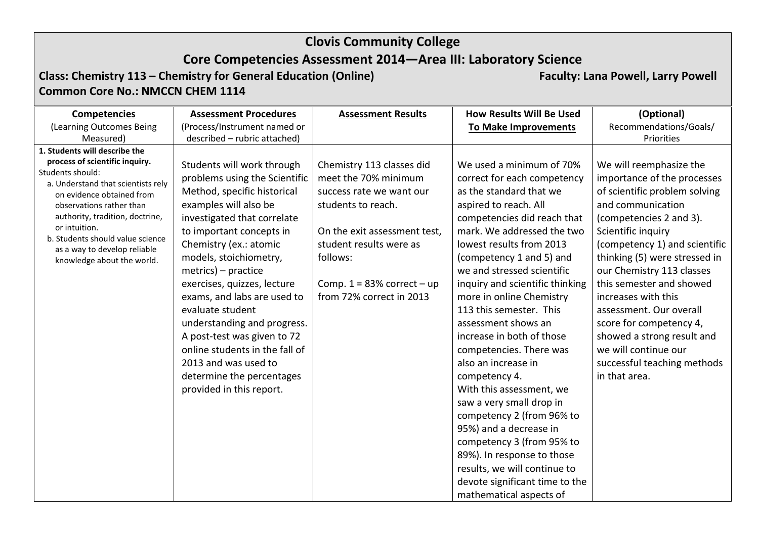# Clovis Community College

## Core Competencies Assessment 2014—Area III: Laboratory Science

**Class: Chemistry 113 – Chemistry for General Education (Online)** **Faculty: Lana Powell, Larry Powell**

**Common Core No.: NMCCN CHEM 1114**

| **Competencies** (Learning Outcomes Being Measured) | **Assessment Procedures** (Process/Instrument named or described – rubric attached) | **Assessment Results** | **How Results Will Be Used To Make Improvements** | **(Optional)** Recommendations/Goals/ Priorities |
|---|---|---|---|---|
| **1. Students will describe the process of scientific inquiry.** Students should: a. Understand that scientists rely on evidence obtained from observations rather than authority, tradition, doctrine, or intuition. b. Students should value science as a way to develop reliable knowledge about the world. | Students will work through problems using the Scientific Method, specific historical examples will also be investigated that correlate to important concepts in Chemistry (ex.: atomic models, stoichiometry, metrics) – practice exercises, quizzes, lecture exams, and labs are used to evaluate student understanding and progress. A post-test was given to 72 online students in the fall of 2013 and was used to determine the percentages provided in this report. | Chemistry 113 classes did meet the 70% minimum success rate we want our students to reach. On the exit assessment test, student results were as follows: Comp. 1 = 83% correct – up from 72% correct in 2013 | We used a minimum of 70% correct for each competency as the standard that we aspired to reach. All competencies did reach that mark. We addressed the two lowest results from 2013 (competency 1 and 5) and we and stressed scientific inquiry and scientific thinking more in online Chemistry 113 this semester. This assessment shows an increase in both of those competencies. There was also an increase in competency 4. With this assessment, we saw a very small drop in competency 2 (from 96% to 95%) and a decrease in competency 3 (from 95% to 89%). In response to those results, we will continue to devote significant time to the mathematical aspects of | We will reemphasize the importance of the processes of scientific problem solving and communication (competencies 2 and 3). Scientific inquiry (competency 1) and scientific thinking (5) were stressed in our Chemistry 113 classes this semester and showed increases with this assessment. Our overall score for competency 4, showed a strong result and we will continue our successful teaching methods in that area. |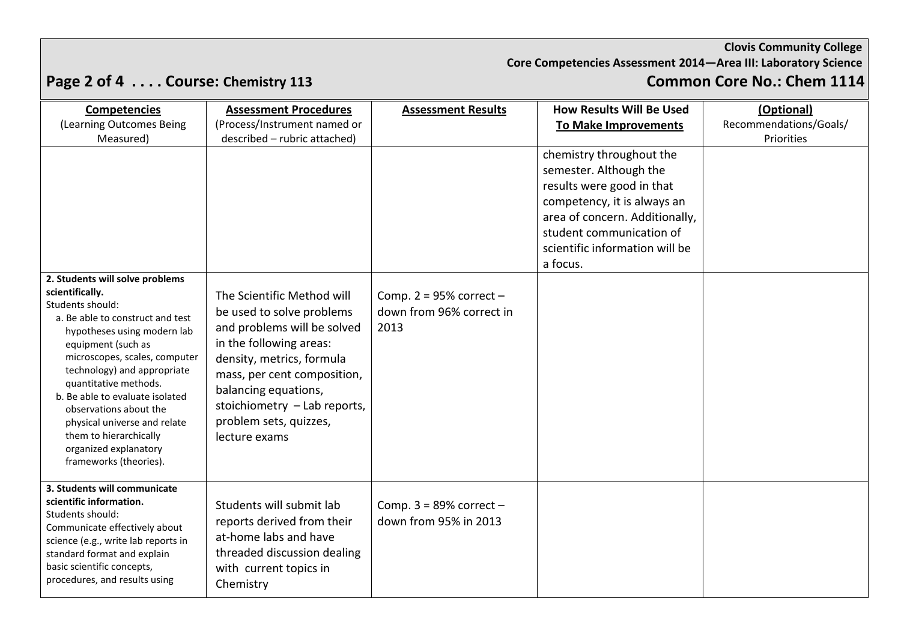**Clovis Community College**
**Core Competencies Assessment 2014—Area III: Laboratory Science**

## Page 2 of 4 . . . . Course: Chemistry 113 — Common Core No.: Chem 1114

| **Competencies** (Learning Outcomes Being Measured) | **Assessment Procedures** (Process/Instrument named or described – rubric attached) | **Assessment Results** | **How Results Will Be Used To Make Improvements** | **(Optional)** Recommendations/Goals/ Priorities |
|---|---|---|---|---|
| | | | chemistry throughout the semester. Although the results were good in that competency, it is always an area of concern. Additionally, student communication of scientific information will be a focus. | |
| **2. Students will solve problems scientifically.** Students should: a. Be able to construct and test hypotheses using modern lab equipment (such as microscopes, scales, computer technology) and appropriate quantitative methods. b. Be able to evaluate isolated observations about the physical universe and relate them to hierarchically organized explanatory frameworks (theories). | The Scientific Method will be used to solve problems and problems will be solved in the following areas: density, metrics, formula mass, per cent composition, balancing equations, stoichiometry – Lab reports, problem sets, quizzes, lecture exams | Comp. 2 = 95% correct – down from 96% correct in 2013 | | |
| **3. Students will communicate scientific information.** Students should: Communicate effectively about science (e.g., write lab reports in standard format and explain basic scientific concepts, procedures, and results using | Students will submit lab reports derived from their at-home labs and have threaded discussion dealing with current topics in Chemistry | Comp. 3 = 89% correct – down from 95% in 2013 | | |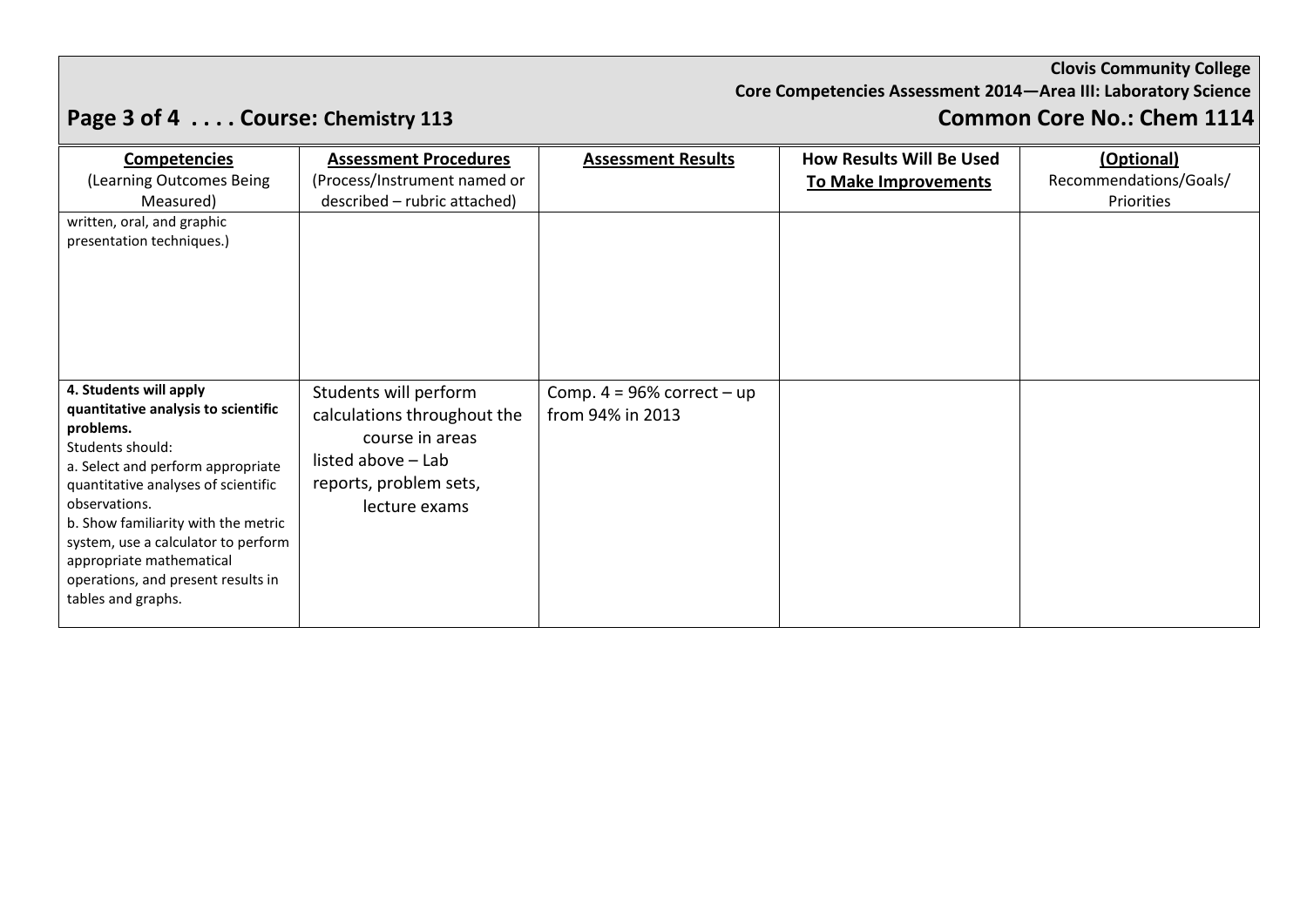**Clovis Community College**
**Core Competencies Assessment 2014—Area III: Laboratory Science**

## Course: Chemistry 113 — Common Core No.: Chem 1114

| **Competencies** (Learning Outcomes Being Measured) | **Assessment Procedures** (Process/Instrument named or described – rubric attached) | **Assessment Results** | **How Results Will Be Used To Make Improvements** | **(Optional)** Recommendations/Goals/ Priorities |
|---|---|---|---|---|
| written, oral, and graphic presentation techniques.) | | | | |
| **4. Students will apply quantitative analysis to scientific problems.** Students should: a. Select and perform appropriate quantitative analyses of scientific observations. b. Show familiarity with the metric system, use a calculator to perform appropriate mathematical operations, and present results in tables and graphs. | Students will perform calculations throughout the course in areas listed above – Lab reports, problem sets, lecture exams | Comp. 4 = 96% correct – up from 94% in 2013 | | |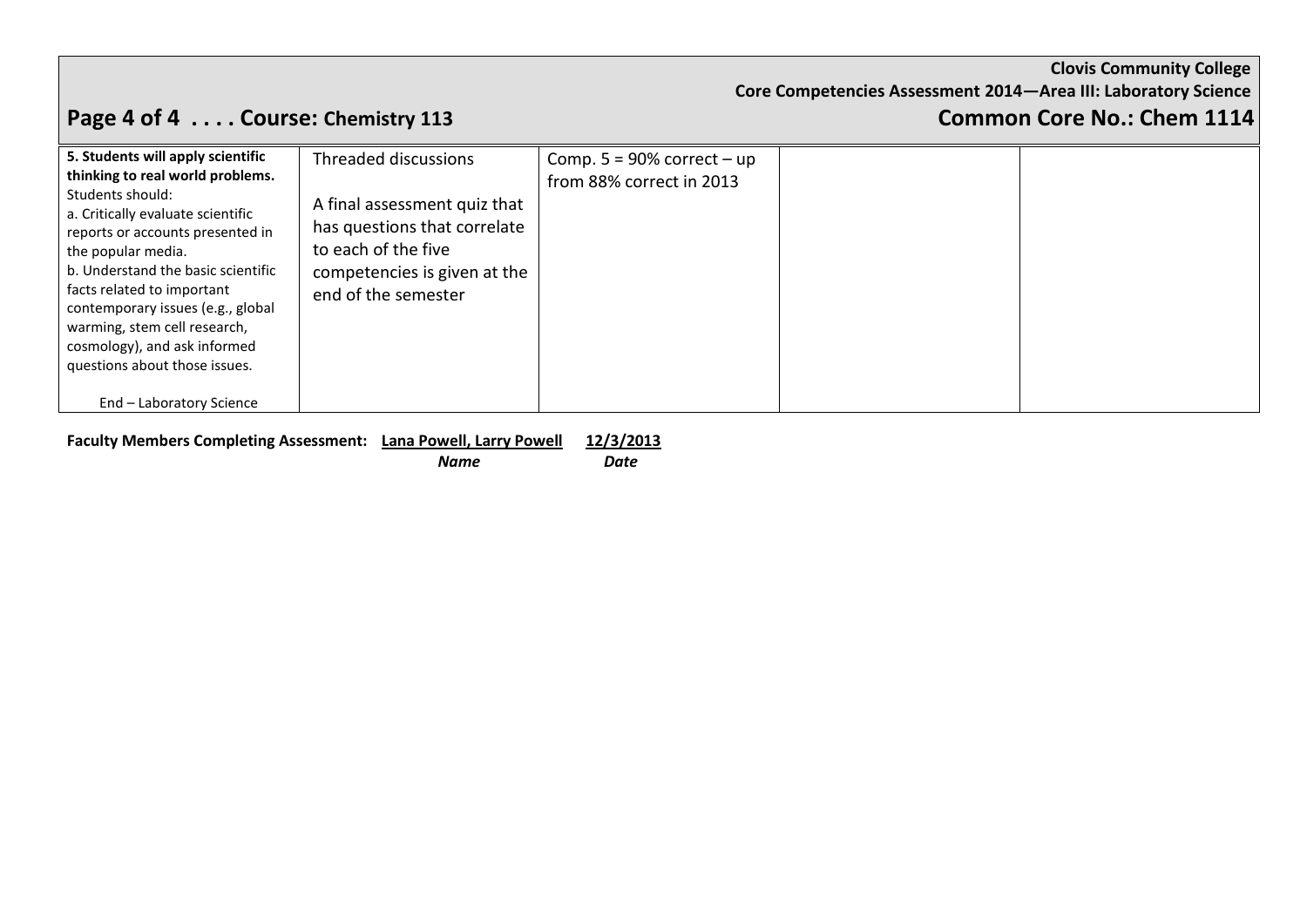| 5. Students will apply scientific thinking to real world problems.<br>Students should:<br>a. Critically evaluate scientific reports or accounts presented in the popular media.<br>b. Understand the basic scientific facts related to important contemporary issues (e.g., global warming, stem cell research, cosmology), and ask informed questions about those issues.<br><br>End – Laboratory Science | Threaded discussions<br><br>A final assessment quiz that has questions that correlate to each of the five competencies is given at the end of the semester | Comp. 5 = 90% correct – up from 88% correct in 2013 | | |
|---|---|---|---|---|

**Faculty Members Completing Assessment:** <u>**Lana Powell, Larry Powell**</u> <u>**12/3/2013**</u>

***Name*** ***Date***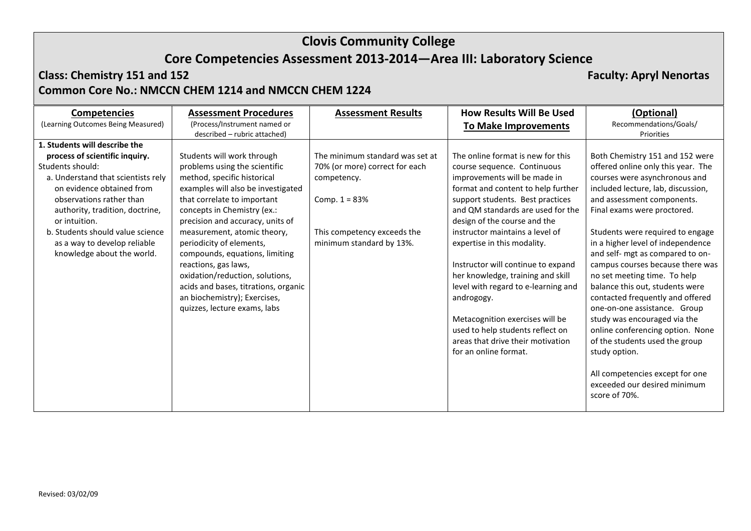# Clovis Community College

## Core Competencies Assessment 2013-2014—Area III: Laboratory Science

**Class: Chemistry 151 and 152** **Faculty: Apryl Nenortas**

**Common Core No.: NMCCN CHEM 1214 and NMCCN CHEM 1224**

| **Competencies** (Learning Outcomes Being Measured) | **Assessment Procedures** (Process/Instrument named or described – rubric attached) | **Assessment Results** | **How Results Will Be Used To Make Improvements** | **(Optional)** Recommendations/Goals/ Priorities |
|---|---|---|---|---|
| **1. Students will describe the process of scientific inquiry.** Students should: a. Understand that scientists rely on evidence obtained from observations rather than authority, tradition, doctrine, or intuition. b. Students should value science as a way to develop reliable knowledge about the world. | Students will work through problems using the scientific method, specific historical examples will also be investigated that correlate to important concepts in Chemistry (ex.: precision and accuracy, units of measurement, atomic theory, periodicity of elements, compounds, equations, limiting reactions, gas laws, oxidation/reduction, solutions, acids and bases, titrations, organic an biochemistry); Exercises, quizzes, lecture exams, labs | The minimum standard was set at 70% (or more) correct for each competency. Comp. 1 = 83% This competency exceeds the minimum standard by 13%. | The online format is new for this course sequence. Continuous improvements will be made in format and content to help further support students. Best practices and QM standards are used for the design of the course and the instructor maintains a level of expertise in this modality. Instructor will continue to expand her knowledge, training and skill level with regard to e-learning and androgogy. Metacognition exercises will be used to help students reflect on areas that drive their motivation for an online format. | Both Chemistry 151 and 152 were offered online only this year. The courses were asynchronous and included lecture, lab, discussion, and assessment components. Final exams were proctored. Students were required to engage in a higher level of independence and self- mgt as compared to on-campus courses because there was no set meeting time. To help balance this out, students were contacted frequently and offered one-on-one assistance. Group study was encouraged via the online conferencing option. None of the students used the group study option. All competencies except for one exceeded our desired minimum score of 70%. |

Revised: 03/02/09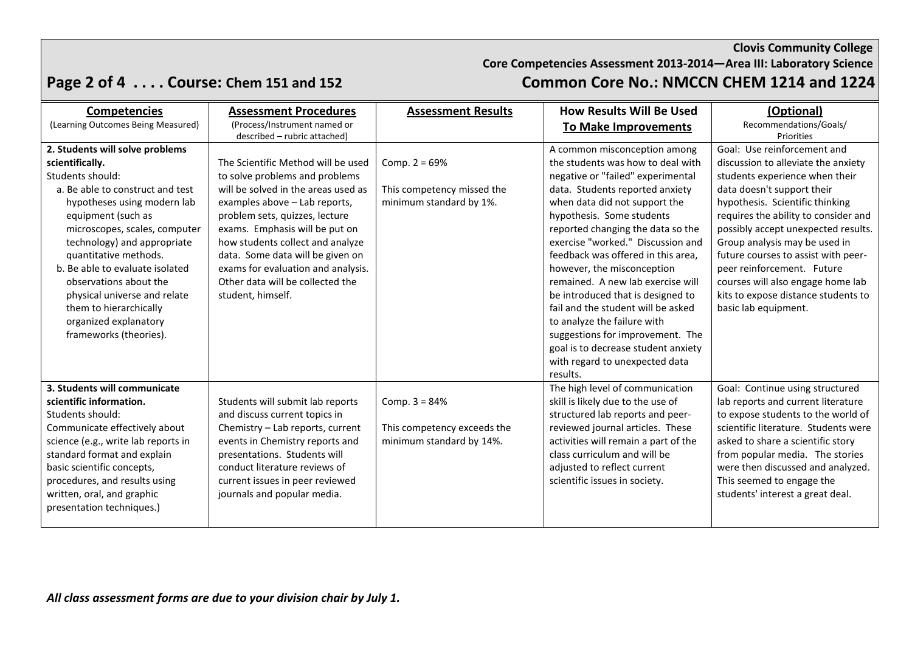**Clovis Community College**

**Core Competencies Assessment 2013-2014—Area III: Laboratory Science**

## Course: Chem 151 and 152 — Common Core No.: NMCCN CHEM 1214 and 1224

| **Competencies** (Learning Outcomes Being Measured) | **Assessment Procedures** (Process/Instrument named or described – rubric attached) | **Assessment Results** | **How Results Will Be Used To Make Improvements** | **(Optional)** Recommendations/Goals/ Priorities |
|---|---|---|---|---|
| **2. Students will solve problems scientifically.** Students should: a. Be able to construct and test hypotheses using modern lab equipment (such as microscopes, scales, computer technology) and appropriate quantitative methods. b. Be able to evaluate isolated observations about the physical universe and relate them to hierarchically organized explanatory frameworks (theories). | The Scientific Method will be used to solve problems and problems will be solved in the areas used as examples above – Lab reports, problem sets, quizzes, lecture exams. Emphasis will be put on how students collect and analyze data. Some data will be given on exams for evaluation and analysis. Other data will be collected the student, himself. | Comp. 2 = 69% This competency missed the minimum standard by 1%. | A common misconception among the students was how to deal with negative or "failed" experimental data. Students reported anxiety when data did not support the hypothesis. Some students reported changing the data so the exercise "worked." Discussion and feedback was offered in this area, however, the misconception remained. A new lab exercise will be introduced that is designed to fail and the student will be asked to analyze the failure with suggestions for improvement. The goal is to decrease student anxiety with regard to unexpected data results. | Goal: Use reinforcement and discussion to alleviate the anxiety students experience when their data doesn't support their hypothesis. Scientific thinking requires the ability to consider and possibly accept unexpected results. Group analysis may be used in future courses to assist with peer-peer reinforcement. Future courses will also engage home lab kits to expose distance students to basic lab equipment. |
| **3. Students will communicate scientific information.** Students should: Communicate effectively about science (e.g., write lab reports in standard format and explain basic scientific concepts, procedures, and results using written, oral, and graphic presentation techniques.) | Students will submit lab reports and discuss current topics in Chemistry – Lab reports, current events in Chemistry reports and presentations. Students will conduct literature reviews of current issues in peer reviewed journals and popular media. | Comp. 3 = 84% This competency exceeds the minimum standard by 14%. | The high level of communication skill is likely due to the use of structured lab reports and peer-reviewed journal articles. These activities will remain a part of the class curriculum and will be adjusted to reflect current scientific issues in society. | Goal: Continue using structured lab reports and current literature to expose students to the world of scientific literature. Students were asked to share a scientific story from popular media. The stories were then discussed and analyzed. This seemed to engage the students' interest a great deal. |

***All class assessment forms are due to your division chair by July 1.***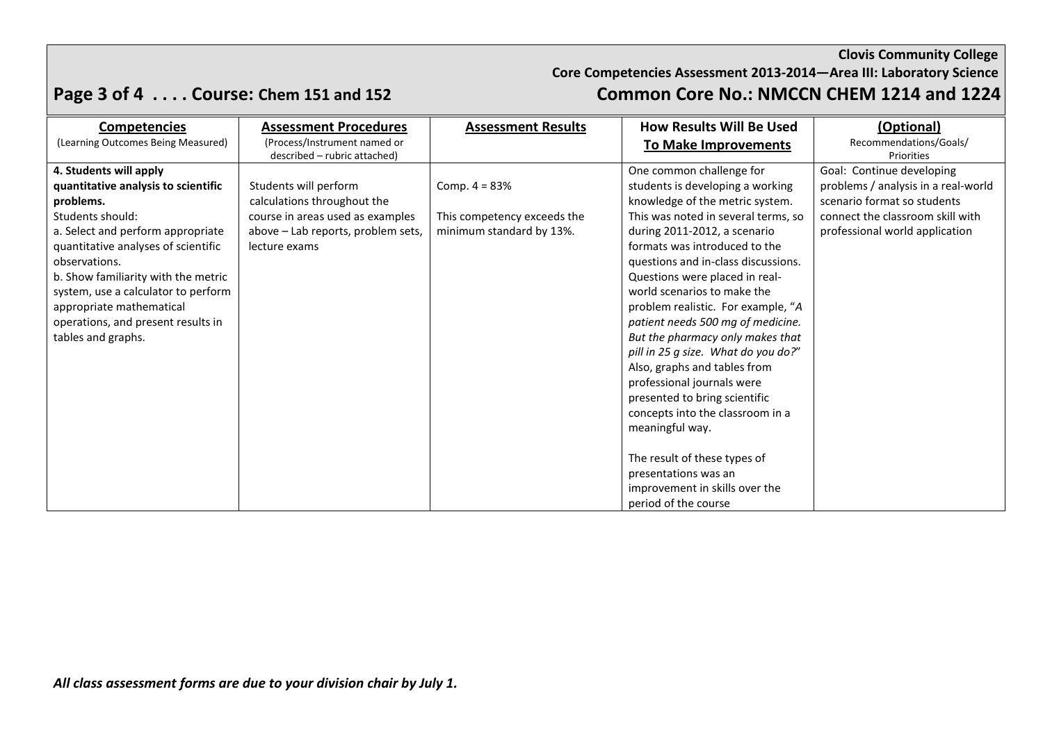**Clovis Community College**

**Core Competencies Assessment 2013-2014—Area III: Laboratory Science**

## Course: Chem 151 and 152 — Common Core No.: NMCCN CHEM 1214 and 1224

| **Competencies** (Learning Outcomes Being Measured) | **Assessment Procedures** (Process/Instrument named or described – rubric attached) | **Assessment Results** | **How Results Will Be Used To Make Improvements** | **(Optional)** Recommendations/Goals/ Priorities |
|---|---|---|---|---|
| **4. Students will apply quantitative analysis to scientific problems.** Students should: a. Select and perform appropriate quantitative analyses of scientific observations. b. Show familiarity with the metric system, use a calculator to perform appropriate mathematical operations, and present results in tables and graphs. | Students will perform calculations throughout the course in areas used as examples above – Lab reports, problem sets, lecture exams | Comp. 4 = 83%<br><br>This competency exceeds the minimum standard by 13%. | One common challenge for students is developing a working knowledge of the metric system. This was noted in several terms, so during 2011-2012, a scenario formats was introduced to the questions and in-class discussions. Questions were placed in real-world scenarios to make the problem realistic. For example, "*A patient needs 500 mg of medicine. But the pharmacy only makes that pill in 25 g size. What do you do?*" Also, graphs and tables from professional journals were presented to bring scientific concepts into the classroom in a meaningful way.<br><br>The result of these types of presentations was an improvement in skills over the period of the course | Goal: Continue developing problems / analysis in a real-world scenario format so students connect the classroom skill with professional world application |

***All class assessment forms are due to your division chair by July 1.***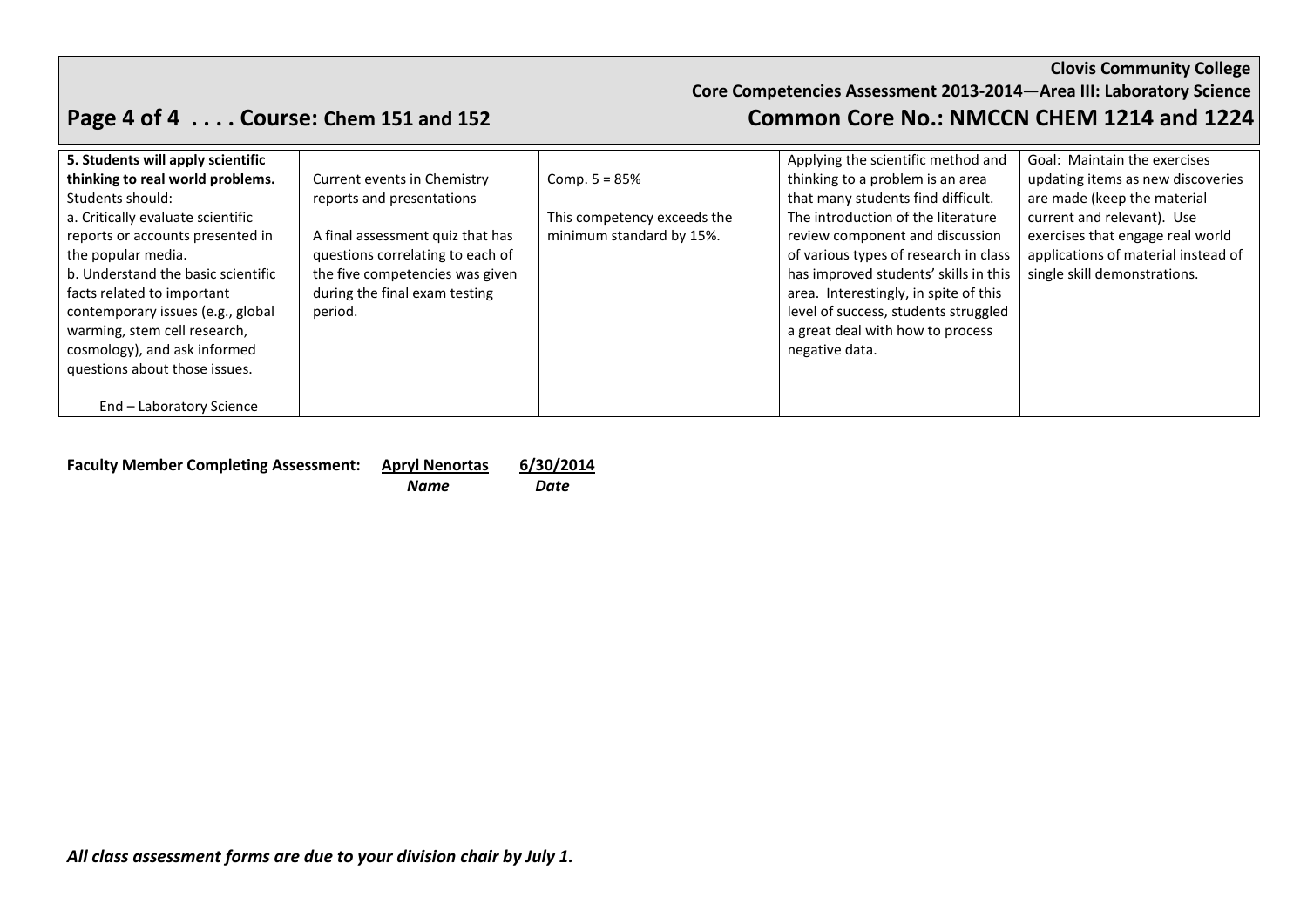| | | | | |
|---|---|---|---|---|
| **5. Students will apply scientific thinking to real world problems.** Students should: a. Critically evaluate scientific reports or accounts presented in the popular media. b. Understand the basic scientific facts related to important contemporary issues (e.g., global warming, stem cell research, cosmology), and ask informed questions about those issues.<br><br>End – Laboratory Science | Current events in Chemistry reports and presentations<br><br>A final assessment quiz that has questions correlating to each of the five competencies was given during the final exam testing period. | Comp. 5 = 85%<br><br>This competency exceeds the minimum standard by 15%. | Applying the scientific method and thinking to a problem is an area that many students find difficult. The introduction of the literature review component and discussion of various types of research in class has improved students' skills in this area. Interestingly, in spite of this level of success, students struggled a great deal with how to process negative data. | Goal: Maintain the exercises updating items as new discoveries are made (keep the material current and relevant). Use exercises that engage real world applications of material instead of single skill demonstrations. |

**Faculty Member Completing Assessment:** <u>**Apryl Nenortas**</u> <u>**6/30/2014**</u>
***Name*** ***Date***

***All class assessment forms are due to your division chair by July 1.***